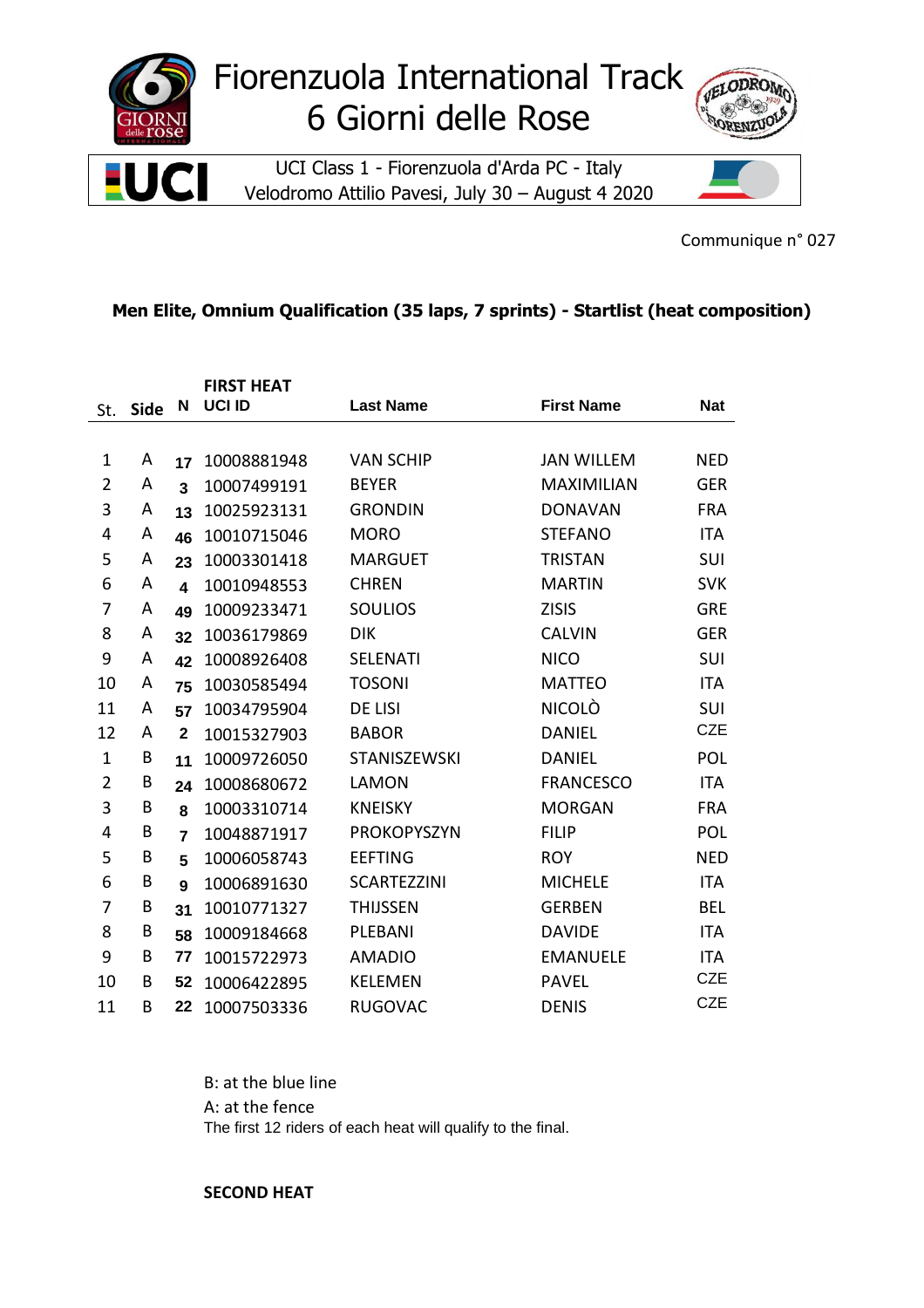# Fiorenzuola International Track 6 Giorni delle Rose

UCI Class 1 - Fiorenzuola d'Arda PC - Italy
Velodromo Attilio Pavesi, July 30 – August 4 2020

Communique n° 027

## Men Elite, Omnium Qualification (35 laps, 7 sprints) - Startlist (heat composition)

**FIRST HEAT**

| St. | Side | N | UCI ID | Last Name | First Name | Nat |
|---|---|---|---|---|---|---|
| 1 | A | 17 | 10008881948 | VAN SCHIP | JAN WILLEM | NED |
| 2 | A | 3 | 10007499191 | BEYER | MAXIMILIAN | GER |
| 3 | A | 13 | 10025923131 | GRONDIN | DONAVAN | FRA |
| 4 | A | 46 | 10010715046 | MORO | STEFANO | ITA |
| 5 | A | 23 | 10003301418 | MARGUET | TRISTAN | SUI |
| 6 | A | 4 | 10010948553 | CHREN | MARTIN | SVK |
| 7 | A | 49 | 10009233471 | SOULIOS | ZISIS | GRE |
| 8 | A | 32 | 10036179869 | DIK | CALVIN | GER |
| 9 | A | 42 | 10008926408 | SELENATI | NICO | SUI |
| 10 | A | 75 | 10030585494 | TOSONI | MATTEO | ITA |
| 11 | A | 57 | 10034795904 | DE LISI | NICOLÒ | SUI |
| 12 | A | 2 | 10015327903 | BABOR | DANIEL | CZE |
| 1 | B | 11 | 10009726050 | STANISZEWSKI | DANIEL | POL |
| 2 | B | 24 | 10008680672 | LAMON | FRANCESCO | ITA |
| 3 | B | 8 | 10003310714 | KNEISKY | MORGAN | FRA |
| 4 | B | 7 | 10048871917 | PROKOPYSZYN | FILIP | POL |
| 5 | B | 5 | 10006058743 | EEFTING | ROY | NED |
| 6 | B | 9 | 10006891630 | SCARTEZZINI | MICHELE | ITA |
| 7 | B | 31 | 10010771327 | THIJSSEN | GERBEN | BEL |
| 8 | B | 58 | 10009184668 | PLEBANI | DAVIDE | ITA |
| 9 | B | 77 | 10015722973 | AMADIO | EMANUELE | ITA |
| 10 | B | 52 | 10006422895 | KELEMEN | PAVEL | CZE |
| 11 | B | 22 | 10007503336 | RUGOVAC | DENIS | CZE |

B: at the blue line

A: at the fence

The first 12 riders of each heat will qualify to the final.

**SECOND HEAT**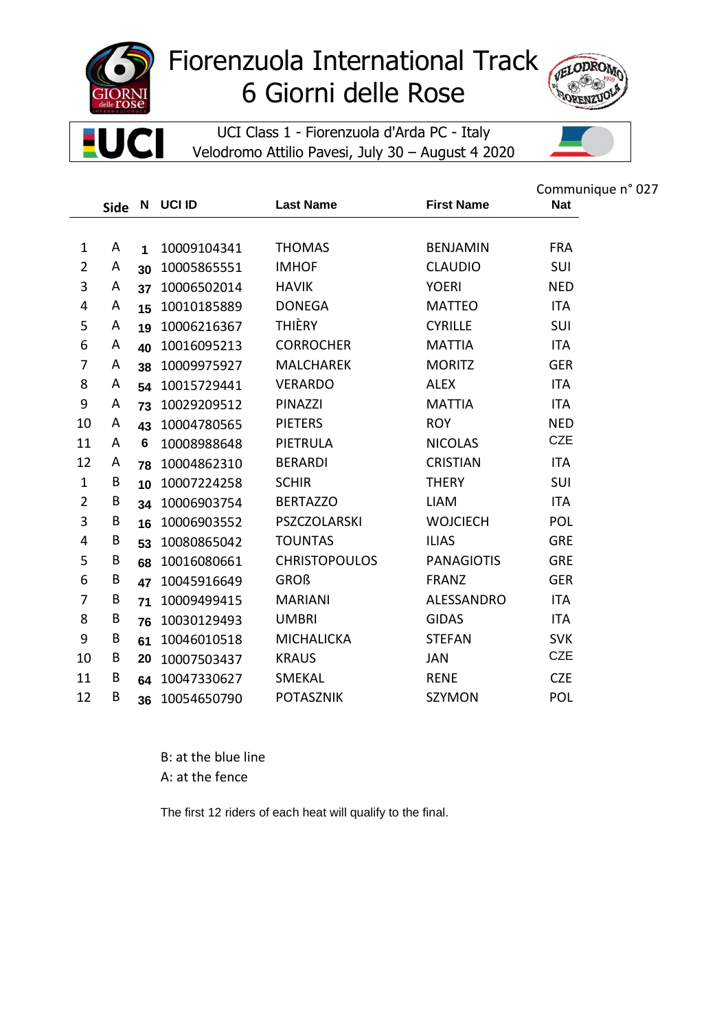# Fiorenzuola International Track
# 6 Giorni delle Rose

UCI Class 1 - Fiorenzuola d'Arda PC - Italy
Velodromo Attilio Pavesi, July 30 – August 4 2020

Communique n° 027

| | Side | N | UCI ID | Last Name | First Name | Nat |
|---|---|---|---|---|---|---|
| 1 | A | 1 | 10009104341 | THOMAS | BENJAMIN | FRA |
| 2 | A | 30 | 10005865551 | IMHOF | CLAUDIO | SUI |
| 3 | A | 37 | 10006502014 | HAVIK | YOERI | NED |
| 4 | A | 15 | 10010185889 | DONEGA | MATTEO | ITA |
| 5 | A | 19 | 10006216367 | THIÈRY | CYRILLE | SUI |
| 6 | A | 40 | 10016095213 | CORROCHER | MATTIA | ITA |
| 7 | A | 38 | 10009975927 | MALCHAREK | MORITZ | GER |
| 8 | A | 54 | 10015729441 | VERARDO | ALEX | ITA |
| 9 | A | 73 | 10029209512 | PINAZZI | MATTIA | ITA |
| 10 | A | 43 | 10004780565 | PIETERS | ROY | NED |
| 11 | A | 6 | 10008988648 | PIETRULA | NICOLAS | CZE |
| 12 | A | 78 | 10004862310 | BERARDI | CRISTIAN | ITA |
| 1 | B | 10 | 10007224258 | SCHIR | THERY | SUI |
| 2 | B | 34 | 10006903754 | BERTAZZO | LIAM | ITA |
| 3 | B | 16 | 10006903552 | PSZCZOLARSKI | WOJCIECH | POL |
| 4 | B | 53 | 10080865042 | TOUNTAS | ILIAS | GRE |
| 5 | B | 68 | 10016080661 | CHRISTOPOULOS | PANAGIOTIS | GRE |
| 6 | B | 47 | 10045916649 | GROß | FRANZ | GER |
| 7 | B | 71 | 10009499415 | MARIANI | ALESSANDRO | ITA |
| 8 | B | 76 | 10030129493 | UMBRI | GIDAS | ITA |
| 9 | B | 61 | 10046010518 | MICHALICKA | STEFAN | SVK |
| 10 | B | 20 | 10007503437 | KRAUS | JAN | CZE |
| 11 | B | 64 | 10047330627 | SMEKAL | RENE | CZE |
| 12 | B | 36 | 10054650790 | POTASZNIK | SZYMON | POL |

B: at the blue line
A: at the fence

The first 12 riders of each heat will qualify to the final.